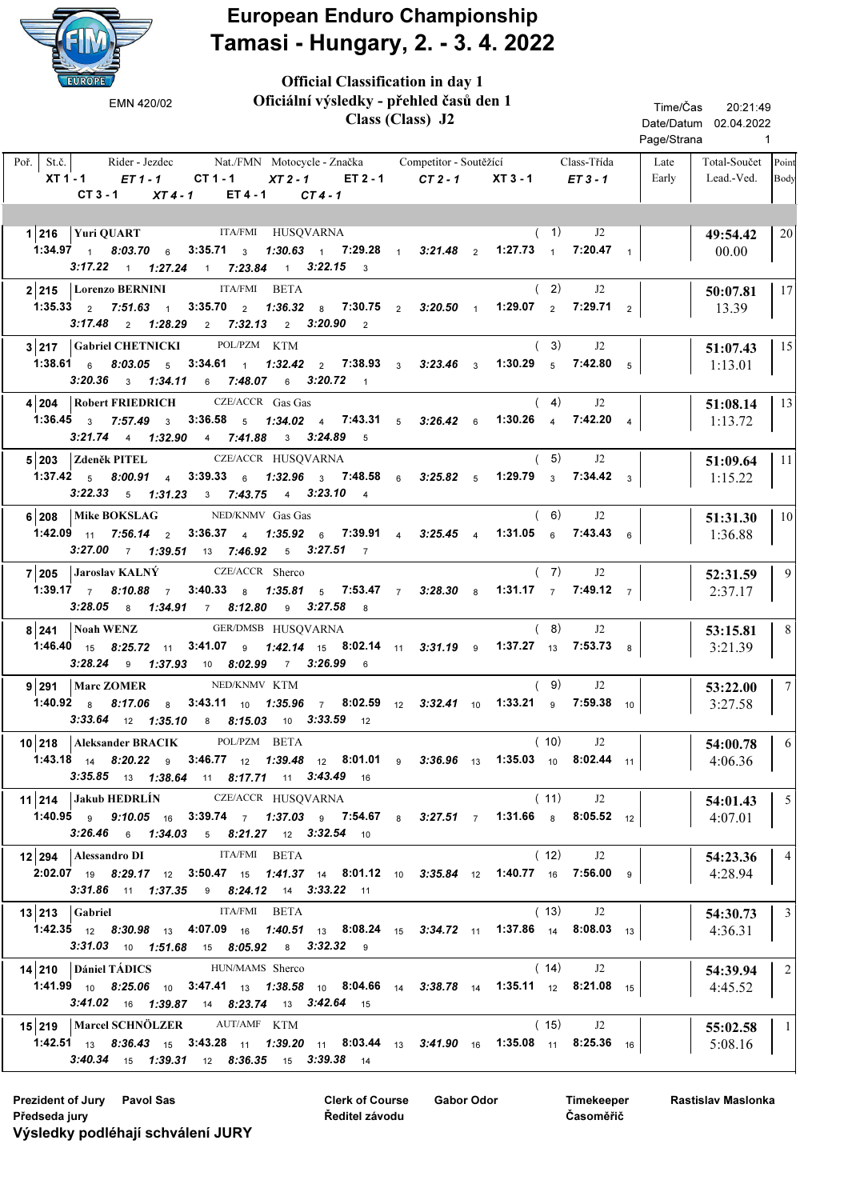# European Enduro Championship

## Tamasi - Hungary, 2. - 3. 4. 2022

EMN 420/02

**Official Classification in day 1**
**Oficiální výsledky - přehled časů den 1**
**Class (Class) J2**

Time/Čas 20:21:49
Date/Datum 02.04.2022

| Poř. | St.č. | Rider - Jezdec | Nat./FMN | Motocycle - Značka | Competitor - Soutěžící | Class-Třída | XT 1 - 1 | ET 1 - 1 | CT 1 - 1 | XT 2 - 1 | ET 2 - 1 | CT 2 - 1 | XT 3 - 1 | ET 3 - 1 | CT 3 - 1 | XT 4 - 1 | ET 4 - 1 | CT 4 - 1 | Late Early | Total-Součet | Lead.-Ved. | Point Body |
|---|---|---|---|---|---|---|---|---|---|---|---|---|---|---|---|---|---|---|---|---|---|---|
| 1 | 216 | Yuri QUART | ITA/FMI | HUSQVARNA | ( 1) | J2 | 1:34.97 1 | 8:03.70 6 | 3:35.71 3 | 1:30.63 1 | 7:29.28 1 | 3:21.48 2 | 1:27.73 1 | 7:20.47 1 | 3:17.22 1 | 1:27.24 1 | 7:23.84 1 | 3:22.15 3 | | 49:54.42 | 00.00 | 20 |
| 2 | 215 | Lorenzo BERNINI | ITA/FMI | BETA | ( 2) | J2 | 1:35.33 2 | 7:51.63 1 | 3:35.70 2 | 1:36.32 8 | 7:30.75 2 | 3:20.50 1 | 1:29.07 2 | 7:29.71 2 | 3:17.48 2 | 1:28.29 2 | 7:32.13 2 | 3:20.90 2 | | 50:07.81 | 13.39 | 17 |
| 3 | 217 | Gabriel CHETNICKI | POL/PZM | KTM | ( 3) | J2 | 1:38.61 6 | 8:03.05 5 | 3:34.61 1 | 1:32.42 2 | 7:38.93 3 | 3:23.46 3 | 1:30.29 5 | 7:42.80 5 | 3:20.36 3 | 1:34.11 6 | 7:48.07 6 | 3:20.72 1 | | 51:07.43 | 1:13.01 | 15 |
| 4 | 204 | Robert FRIEDRICH | CZE/ACCR | Gas Gas | ( 4) | J2 | 1:36.45 3 | 7:57.49 3 | 3:36.58 5 | 1:34.02 4 | 7:43.31 5 | 3:26.42 6 | 1:30.26 4 | 7:42.20 4 | 3:21.74 4 | 1:32.90 4 | 7:41.88 3 | 3:24.89 5 | | 51:08.14 | 1:13.72 | 13 |
| 5 | 203 | Zdeněk PITEL | CZE/ACCR | HUSQVARNA | ( 5) | J2 | 1:37.42 5 | 8:00.91 4 | 3:39.33 6 | 1:32.96 3 | 7:48.58 6 | 3:25.82 5 | 1:29.79 3 | 7:34.42 3 | 3:22.33 5 | 1:31.23 3 | 7:43.75 4 | 3:23.10 4 | | 51:09.64 | 1:15.22 | 11 |
| 6 | 208 | Mike BOKSLAG | NED/KNMV | Gas Gas | ( 6) | J2 | 1:42.09 11 | 7:56.14 2 | 3:36.37 4 | 1:35.92 6 | 7:39.91 4 | 3:25.45 4 | 1:31.05 6 | 7:43.43 6 | 3:27.00 7 | 1:39.51 13 | 7:46.92 5 | 3:27.51 7 | | 51:31.30 | 1:36.88 | 10 |
| 7 | 205 | Jaroslav KALNÝ | CZE/ACCR | Sherco | ( 7) | J2 | 1:39.17 7 | 8:10.88 7 | 3:40.33 8 | 1:35.81 5 | 7:53.47 7 | 3:28.30 8 | 1:31.17 7 | 7:49.12 7 | 3:28.05 8 | 1:34.91 7 | 8:12.80 9 | 3:27.58 8 | | 52:31.59 | 2:37.17 | 9 |
| 8 | 241 | Noah WENZ | GER/DMSB | HUSQVARNA | ( 8) | J2 | 1:46.40 15 | 8:25.72 11 | 3:41.07 9 | 1:42.14 15 | 8:02.14 11 | 3:31.19 9 | 1:37.27 13 | 7:53.73 8 | 3:28.24 9 | 1:37.93 10 | 8:02.99 7 | 3:26.99 6 | | 53:15.81 | 3:21.39 | 8 |
| 9 | 291 | Marc ZOMER | NED/KNMV | KTM | ( 9) | J2 | 1:40.92 8 | 8:17.06 8 | 3:43.11 10 | 1:35.96 7 | 8:02.59 12 | 3:32.41 10 | 1:33.21 9 | 7:59.38 10 | 3:33.64 12 | 1:35.10 8 | 8:15.03 10 | 3:33.59 12 | | 53:22.00 | 3:27.58 | 7 |
| 10 | 218 | Aleksander BRACIK | POL/PZM | BETA | ( 10) | J2 | 1:43.18 14 | 8:20.22 9 | 3:46.77 12 | 1:39.48 12 | 8:01.01 9 | 3:36.96 13 | 1:35.03 10 | 8:02.44 11 | 3:35.85 13 | 1:38.64 11 | 8:17.71 11 | 3:43.49 16 | | 54:00.78 | 4:06.36 | 6 |
| 11 | 214 | Jakub HEDRLÍN | CZE/ACCR | HUSQVARNA | ( 11) | J2 | 1:40.95 9 | 9:10.05 16 | 3:39.74 7 | 1:37.03 9 | 7:54.67 8 | 3:27.51 7 | 1:31.66 8 | 8:05.52 12 | 3:26.46 6 | 1:34.03 5 | 8:21.27 12 | 3:32.54 10 | | 54:01.43 | 4:07.01 | 5 |
| 12 | 294 | Alessandro DI | ITA/FMI | BETA | ( 12) | J2 | 2:02.07 19 | 8:29.17 12 | 3:50.47 15 | 1:41.37 14 | 8:01.12 10 | 3:35.84 12 | 1:40.77 16 | 7:56.00 9 | 3:31.86 11 | 1:37.35 9 | 8:24.12 14 | 3:33.22 11 | | 54:23.36 | 4:28.94 | 4 |
| 13 | 213 | Gabriel | ITA/FMI | BETA | ( 13) | J2 | 1:42.35 12 | 8:30.98 13 | 4:07.09 16 | 1:40.51 13 | 8:08.24 15 | 3:34.72 11 | 1:37.86 14 | 8:08.03 13 | 3:31.03 10 | 1:51.68 15 | 8:05.92 8 | 3:32.32 9 | | 54:30.73 | 4:36.31 | 3 |
| 14 | 210 | Dániel TÁDICS | HUN/MAMS | Sherco | ( 14) | J2 | 1:41.99 10 | 8:25.06 10 | 3:47.41 13 | 1:38.58 10 | 8:04.66 14 | 3:38.78 14 | 1:35.11 12 | 8:21.08 15 | 3:41.02 16 | 1:39.87 14 | 8:23.74 13 | 3:42.64 15 | | 54:39.94 | 4:45.52 | 2 |
| 15 | 219 | Marcel SCHNÖLZER | AUT/AMF | KTM | ( 15) | J2 | 1:42.51 13 | 8:36.43 15 | 3:43.28 11 | 1:39.20 11 | 8:03.44 13 | 3:41.90 16 | 1:35.08 11 | 8:25.36 16 | 3:40.34 15 | 1:39.31 12 | 8:36.35 15 | 3:39.38 14 | | 55:02.58 | 5:08.16 | 1 |

Prezident of Jury / Předseda jury: Pavol Sas
Clerk of Course / Ředitel závodu: Gabor Odor
Timekeeper / Časoměřič: Rastislav Maslonka

**Výsledky podléhají schválení JURY**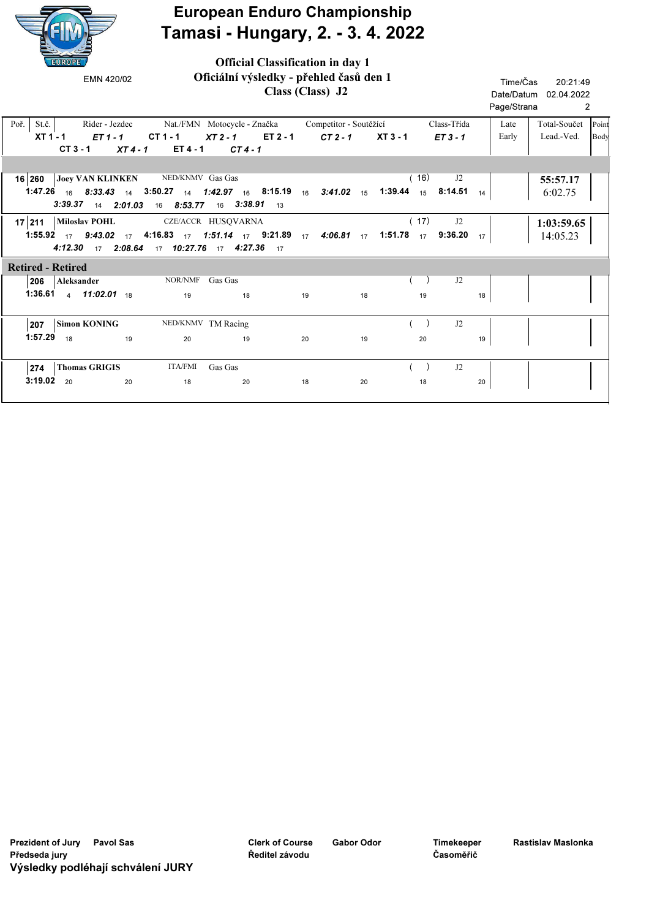# European Enduro Championship
## Tamasi - Hungary, 2. - 3. 4. 2022

EMN 420/02

**Official Classification in day 1**
**Oficiální výsledky - přehled časů den 1**
**Class (Class) J2**

Time/Čas 20:21:49
Date/Datum 02.04.2022
Page/Strana 2

| Poř. | St.č. | Rider - Jezdec | Nat./FMN | Motocycle - Značka | Competitor - Soutěžící | | Class-Třída | Late / Early | Total-Součet / Lead.-Ved. | Point Body |
|---|---|---|---|---|---|---|---|---|---|---|
| 16 | 260 | Joey VAN KLINKEN | NED/KNMV | Gas Gas | | ( 16) | J2 | | **55:57.17** / 6:02.75 | |
| 17 | 211 | Miloslav POHL | CZE/ACCR | HUSQVARNA | | ( 17) | J2 | | **1:03:59.65** / 14:05.23 | |
| **Retired - Retired** | | | | | | | | | | |
| | 206 | Aleksander | NOR/NMF | Gas Gas | | ( ) | J2 | | | |
| | 207 | Simon KONING | NED/KNMV | TM Racing | | ( ) | J2 | | | |
| | 274 | Thomas GRIGIS | ITA/FMI | Gas Gas | | ( ) | J2 | | | |

Stage times (time / position):

| St.č. | XT 1 - 1 | *ET 1 - 1* | CT 1 - 1 | *XT 2 - 1* | ET 2 - 1 | *CT 2 - 1* | XT 3 - 1 | *ET 3 - 1* | CT 3 - 1 | *XT 4 - 1* | ET 4 - 1 | *CT 4 - 1* |
|---|---|---|---|---|---|---|---|---|---|---|---|---|
| 260 | 1:47.26 16 | *8:33.43* 14 | 3:50.27 14 | *1:42.97* 16 | 8:15.19 16 | *3:41.02* 15 | 1:39.44 15 | 8:14.51 14 | *3:39.37* 14 | *2:01.03* 16 | *8:53.77* 16 | *3:38.91* 13 |
| 211 | 1:55.92 17 | *9:43.02* 17 | 4:16.83 17 | *1:51.14* 17 | 9:21.89 17 | *4:06.81* 17 | 1:51.78 17 | 9:36.20 17 | *4:12.30* 17 | *2:08.64* 17 | *10:27.76* 17 | *4:27.36* 17 |
| 206 | 1:36.61 4 | *11:02.01* 18 | 19 | 18 | 19 | 18 | 19 | 18 | | | | |
| 207 | 1:57.29 18 | 19 | 20 | 19 | 20 | 19 | 20 | 19 | | | | |
| 274 | 3:19.02 20 | 20 | 18 | 20 | 18 | 20 | 18 | 20 | | | | |

**Prezident of Jury** Pavol Sas
**Předseda jury**
**Výsledky podléhají schválení JURY**

**Clerk of Course** Gabor Odor
**Ředitel závodu**

**Timekeeper** Rastislav Maslonka
**Časoměřič**